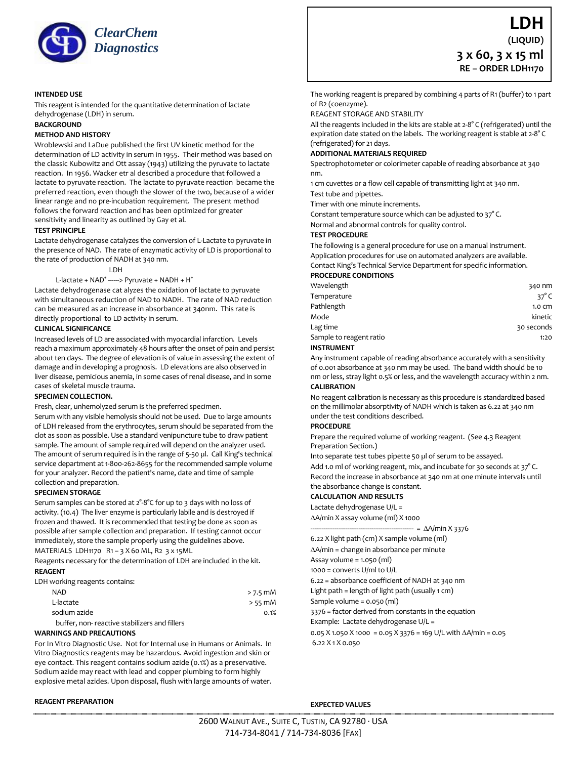ClearChem Diagnostics

# LDH

**(LIQUID)**

**3 x 60, 3 x 15 ml**

**RE – ORDER LDH1170**

**INTENDED USE**

This reagent is intended for the quantitative determination of lactate dehydrogenase (LDH) in serum.

**BACKGROUND**

**METHOD AND HISTORY**

Wroblewski and LaDue published the first UV kinetic method for the determination of LD activity in serum in 1955. Their method was based on the classic Kubowitz and Ott assay (1943) utilizing the pyruvate to lactate reaction. In 1956. Wacker etr al described a procedure that followed a lactate to pyruvate reaction. The lactate to pyruvate reaction became the preferred reaction, even though the slower of the two, because of a wider linear range and no pre-incubation requirement. The present method follows the forward reaction and has been optimized for greater sensitivity and linearity as outlined by Gay et al.

**TEST PRINCIPLE**

Lactate dehydrogenase catalyzes the conversion of L-Lactate to pyruvate in the presence of NAD. The rate of enzymatic activity of LD is proportional to the rate of production of NADH at 340 nm.

$$\text{L-lactate} + NAD^{+} \xrightarrow{LDH} \text{Pyruvate} + NADH + H^{+}$$

Lactate dehydrogenase cat alyzes the oxidation of lactate to pyruvate with simultaneous reduction of NAD to NADH. The rate of NAD reduction can be measured as an increase in absorbance at 340nm. This rate is directly proportional to LD activity in serum.

**CLINICAL SIGNIFICANCE**

Increased levels of LD are associated with myocardial infarction. Levels reach a maximum approximately 48 hours after the onset of pain and persist about ten days. The degree of elevation is of value in assessing the extent of damage and in developing a prognosis. LD elevations are also observed in liver disease, pemicious anemia, in some cases of renal disease, and in some cases of skeletal muscle trauma.

**SPECIMEN COLLECTION.**

Fresh, clear, unhemolyzed serum is the preferred specimen.

Serum with any visible hemolysis should not be used. Due to large amounts of LDH released from the erythrocytes, serum should be separated from the clot as soon as possible. Use a standard venipuncture tube to draw patient sample. The amount of sample required will depend on the analyzer used. The amount of serum required is in the range of 5-50 µl. Call King's technical service department at 1-800-262-8655 for the recommended sample volume for your analyzer. Record the patient's name, date and time of sample collection and preparation.

**SPECIMEN STORAGE**

Serum samples can be stored at 2°-8°C for up to 3 days with no loss of activity. (10.4) The liver enzyme is particularly labile and is destroyed if frozen and thawed. It is recommended that testing be done as soon as possible after sample collection and preparation. If testing cannot occur immediately, store the sample properly using the guidelines above.

MATERIALS LDH1170 R1 – 3 X 60 ML, R2 3 x 15ML

Reagents necessary for the determination of LDH are included in the kit.

**REAGENT**

LDH working reagents contains:

| | |
|---|---|
| NAD | > 7.5 mM |
| L-lactate | > 55 mM |
| sodium azide | 0.1% |
| buffer, non- reactive stabilizers and fillers | |

**WARNINGS AND PRECAUTIONS**

For In Vitro Diagnostic Use. Not for Internal use in Humans or Animals. In Vitro Diagnostics reagents may be hazardous. Avoid ingestion and skin or eye contact. This reagent contains sodium azide (0.1%) as a preservative. Sodium azide may react with lead and copper plumbing to form highly explosive metal azides. Upon disposal, flush with large amounts of water.

**REAGENT PREPARATION**

The working reagent is prepared by combining 4 parts of R1 (buffer) to 1 part of R2 (coenzyme).

REAGENT STORAGE AND STABILITY

All the reagents included in the kits are stable at 2-8° C (refrigerated) until the expiration date stated on the labels. The working reagent is stable at 2-8° C (refrigerated) for 21 days.

**ADDITIONAL MATERIALS REQUIRED**

Spectrophotometer or colorimeter capable of reading absorbance at 340 nm.

1 cm cuvettes or a flow cell capable of transmitting light at 340 nm.

Test tube and pipettes.

Timer with one minute increments.

Constant temperature source which can be adjusted to 37° C.

Normal and abnormal controls for quality control.

**TEST PROCEDURE**

The following is a general procedure for use on a manual instrument. Application procedures for use on automated analyzers are available. Contact King's Technical Service Department for specific information.

**PROCEDURE CONDITIONS**

| | |
|---|---|
| Wavelength | 340 nm |
| Temperature | 37° C |
| Pathlength | 1.0 cm |
| Mode | kinetic |
| Lag time | 30 seconds |
| Sample to reagent ratio | 1:20 |

**INSTRUMENT**

Any instrument capable of reading absorbance accurately with a sensitivity of 0.001 absorbance at 340 nm may be used. The band width should be 10 nm or less, stray light 0.5% or less, and the wavelength accuracy within 2 nm.

**CALIBRATION**

No reagent calibration is necessary as this procedure is standardized based on the millimolar absorptivity of NADH which is taken as 6.22 at 340 nm under the test conditions described.

**PROCEDURE**

Prepare the required volume of working reagent. (See 4.3 Reagent Preparation Section.)

Into separate test tubes pipette 50 µl of serum to be assayed.

Add 1.0 ml of working reagent, mix, and incubate for 30 seconds at 37° C. Record the increase in absorbance at 340 nm at one minute intervals until the absorbance change is constant.

**CALCULATION AND RESULTS**

Lactate dehydrogenase U/L =

$$\frac{\Delta A/\text{min} \times \text{assay volume (ml)} \times 1000}{6.22 \times \text{light path (cm)} \times \text{sample volume (ml)}} = \Delta A/\text{min} \times 3376$$

ΔA/min = change in absorbance per minute

Assay volume = 1.050 (ml)

1000 = converts U/ml to U/L

6.22 = absorbance coefficient of NADH at 340 nm

Light path = length of light path (usually 1 cm)

Sample volume = 0.050 (ml)

3376 = factor derived from constants in the equation

Example: Lactate dehydrogenase U/L =

$$\frac{0.05 \times 1.050 \times 1000}{6.22 \times 1 \times 0.050} = 0.05 \times 3376 = 169 \text{ U/L with } \Delta A/\text{min} = 0.05$$

**EXPECTED VALUES**

2600 Walnut Ave., Suite C, Tustin, CA 92780 · USA
714-734-8041 / 714-734-8036 [Fax]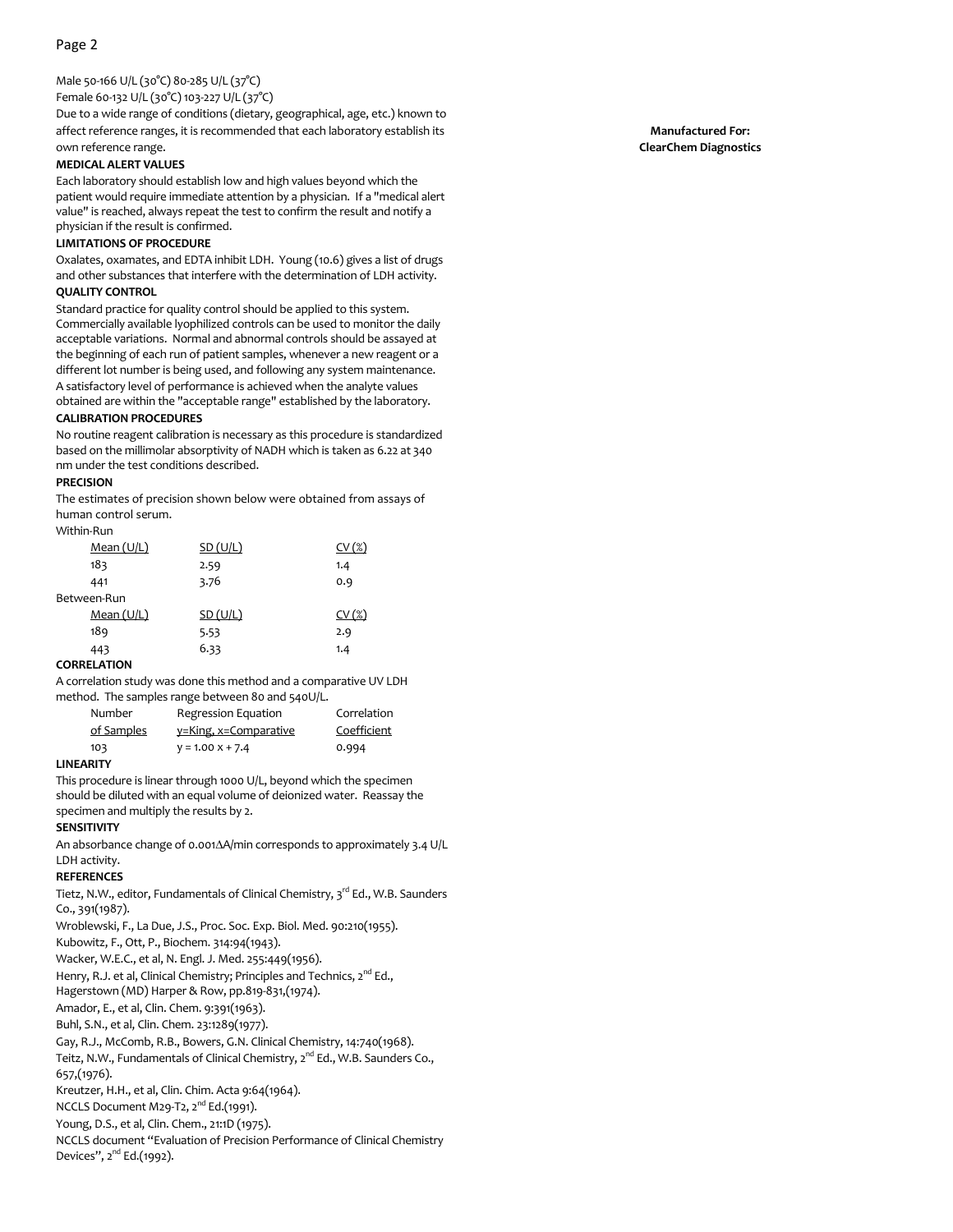Male 50-166 U/L (30°C) 80-285 U/L (37°C)
Female 60-132 U/L (30°C) 103-227 U/L (37°C)
Due to a wide range of conditions (dietary, geographical, age, etc.) known to affect reference ranges, it is recommended that each laboratory establish its own reference range.

**MEDICAL ALERT VALUES**

Each laboratory should establish low and high values beyond which the patient would require immediate attention by a physician. If a "medical alert value" is reached, always repeat the test to confirm the result and notify a physician if the result is confirmed.

**LIMITATIONS OF PROCEDURE**

Oxalates, oxamates, and EDTA inhibit LDH. Young (10.6) gives a list of drugs and other substances that interfere with the determination of LDH activity.

**QUALITY CONTROL**

Standard practice for quality control should be applied to this system. Commercially available lyophilized controls can be used to monitor the daily acceptable variations. Normal and abnormal controls should be assayed at the beginning of each run of patient samples, whenever a new reagent or a different lot number is being used, and following any system maintenance. A satisfactory level of performance is achieved when the analyte values obtained are within the "acceptable range" established by the laboratory.

**CALIBRATION PROCEDURES**

No routine reagent calibration is necessary as this procedure is standardized based on the millimolar absorptivity of NADH which is taken as 6.22 at 340 nm under the test conditions described.

**PRECISION**

The estimates of precision shown below were obtained from assays of human control serum.

Within-Run

| Mean (U/L) | SD (U/L) | CV (%) |
|---|---|---|
| 183 | 2.59 | 1.4 |
| 441 | 3.76 | 0.9 |

Between-Run

| Mean (U/L) | SD (U/L) | CV (%) |
|---|---|---|
| 189 | 5.53 | 2.9 |
| 443 | 6.33 | 1.4 |

**CORRELATION**

A correlation study was done this method and a comparative UV LDH method. The samples range between 80 and 540U/L.

| Number of Samples | Regression Equation y=King, x=Comparative | Correlation Coefficient |
|---|---|---|
| 103 | y = 1.00 x + 7.4 | 0.994 |

**LINEARITY**

This procedure is linear through 1000 U/L, beyond which the specimen should be diluted with an equal volume of deionized water. Reassay the specimen and multiply the results by 2.

**SENSITIVITY**

An absorbance change of 0.001ΔA/min corresponds to approximately 3.4 U/L LDH activity.

**REFERENCES**

Tietz, N.W., editor, Fundamentals of Clinical Chemistry, 3rd Ed., W.B. Saunders Co., 391(1987).
Wroblewski, F., La Due, J.S., Proc. Soc. Exp. Biol. Med. 90:210(1955).
Kubowitz, F., Ott, P., Biochem. 314:94(1943).
Wacker, W.E.C., et al, N. Engl. J. Med. 255:449(1956).
Henry, R.J. et al, Clinical Chemistry; Principles and Technics, 2nd Ed., Hagerstown (MD) Harper & Row, pp.819-831,(1974).
Amador, E., et al, Clin. Chem. 9:391(1963).
Buhl, S.N., et al, Clin. Chem. 23:1289(1977).
Gay, R.J., McComb, R.B., Bowers, G.N. Clinical Chemistry, 14:740(1968).
Teitz, N.W., Fundamentals of Clinical Chemistry, 2nd Ed., W.B. Saunders Co., 657,(1976).
Kreutzer, H.H., et al, Clin. Chim. Acta 9:64(1964).
NCCLS Document M29-T2, 2nd Ed.(1991).
Young, D.S., et al, Clin. Chem., 21:1D (1975).
NCCLS document "Evaluation of Precision Performance of Clinical Chemistry Devices", 2nd Ed.(1992).

**Manufactured For:**
**ClearChem Diagnostics**